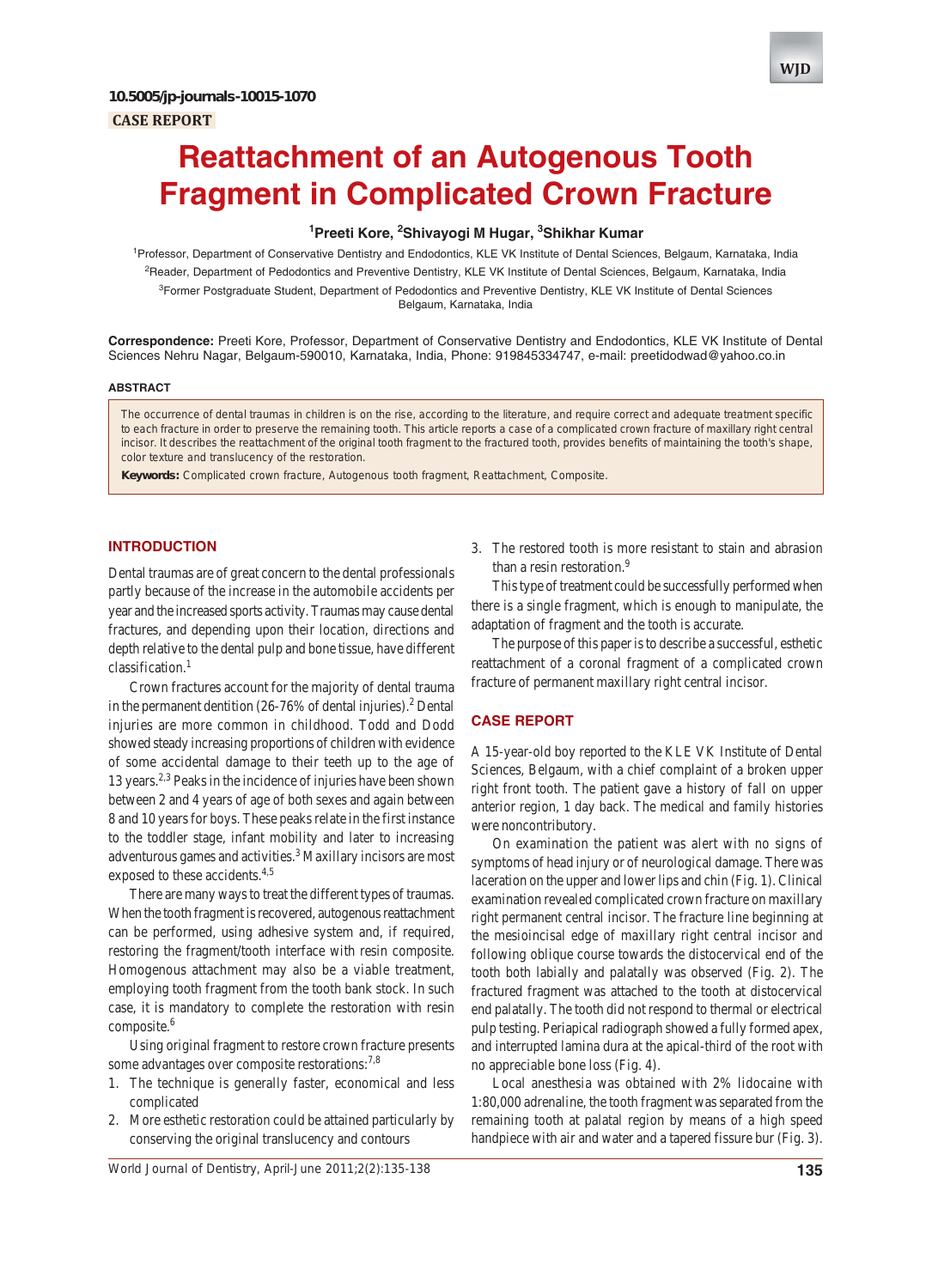10.5005/jp-journals-10015-1070

CASE REPORT

# Reattachment of an Autogenous Tooth Fragment in Complicated Crown Fracture

[1]Preeti Kore, [2]Shivayogi M Hugar, [3]Shikhar Kumar

[1]Professor, Department of Conservative Dentistry and Endodontics, KLE VK Institute of Dental Sciences, Belgaum, Karnataka, India

[2]Reader, Department of Pedodontics and Preventive Dentistry, KLE VK Institute of Dental Sciences, Belgaum, Karnataka, India

[3]Former Postgraduate Student, Department of Pedodontics and Preventive Dentistry, KLE VK Institute of Dental Sciences Belgaum, Karnataka, India

**Correspondence:** Preeti Kore, Professor, Department of Conservative Dentistry and Endodontics, KLE VK Institute of Dental Sciences Nehru Nagar, Belgaum-590010, Karnataka, India, Phone: 919845334747, e-mail: preetidodwad@yahoo.co.in

## ABSTRACT

The occurrence of dental traumas in children is on the rise, according to the literature, and require correct and adequate treatment specific to each fracture in order to preserve the remaining tooth. This article reports a case of a complicated crown fracture of maxillary right central incisor. It describes the reattachment of the original tooth fragment to the fractured tooth, provides benefits of maintaining the tooth's shape, color texture and translucency of the restoration.

**Keywords:** Complicated crown fracture, Autogenous tooth fragment, Reattachment, Composite.

## INTRODUCTION

Dental traumas are of great concern to the dental professionals partly because of the increase in the automobile accidents per year and the increased sports activity. Traumas may cause dental fractures, and depending upon their location, directions and depth relative to the dental pulp and bone tissue, have different classification.[1]

Crown fractures account for the majority of dental trauma in the permanent dentition (26-76% of dental injuries).[2] Dental injuries are more common in childhood. Todd and Dodd showed steady increasing proportions of children with evidence of some accidental damage to their teeth up to the age of 13 years.[2,3] Peaks in the incidence of injuries have been shown between 2 and 4 years of age of both sexes and again between 8 and 10 years for boys. These peaks relate in the first instance to the toddler stage, infant mobility and later to increasing adventurous games and activities.[3] Maxillary incisors are most exposed to these accidents.[4,5]

There are many ways to treat the different types of traumas. When the tooth fragment is recovered, autogenous reattachment can be performed, using adhesive system and, if required, restoring the fragment/tooth interface with resin composite. Homogenous attachment may also be a viable treatment, employing tooth fragment from the tooth bank stock. In such case, it is mandatory to complete the restoration with resin composite.[6]

Using original fragment to restore crown fracture presents some advantages over composite restorations:[7,8]

1. The technique is generally faster, economical and less complicated
2. More esthetic restoration could be attained particularly by conserving the original translucency and contours
3. The restored tooth is more resistant to stain and abrasion than a resin restoration.[9]

This type of treatment could be successfully performed when there is a single fragment, which is enough to manipulate, the adaptation of fragment and the tooth is accurate.

The purpose of this paper is to describe a successful, esthetic reattachment of a coronal fragment of a complicated crown fracture of permanent maxillary right central incisor.

## CASE REPORT

A 15-year-old boy reported to the KLE VK Institute of Dental Sciences, Belgaum, with a chief complaint of a broken upper right front tooth. The patient gave a history of fall on upper anterior region, 1 day back. The medical and family histories were noncontributory.

On examination the patient was alert with no signs of symptoms of head injury or of neurological damage. There was laceration on the upper and lower lips and chin (Fig. 1). Clinical examination revealed complicated crown fracture on maxillary right permanent central incisor. The fracture line beginning at the mesioincisal edge of maxillary right central incisor and following oblique course towards the distocervical end of the tooth both labially and palatally was observed (Fig. 2). The fractured fragment was attached to the tooth at distocervical end palatally. The tooth did not respond to thermal or electrical pulp testing. Periapical radiograph showed a fully formed apex, and interrupted lamina dura at the apical-third of the root with no appreciable bone loss (Fig. 4).

Local anesthesia was obtained with 2% lidocaine with 1:80,000 adrenaline, the tooth fragment was separated from the remaining tooth at palatal region by means of a high speed handpiece with air and water and a tapered fissure bur (Fig. 3).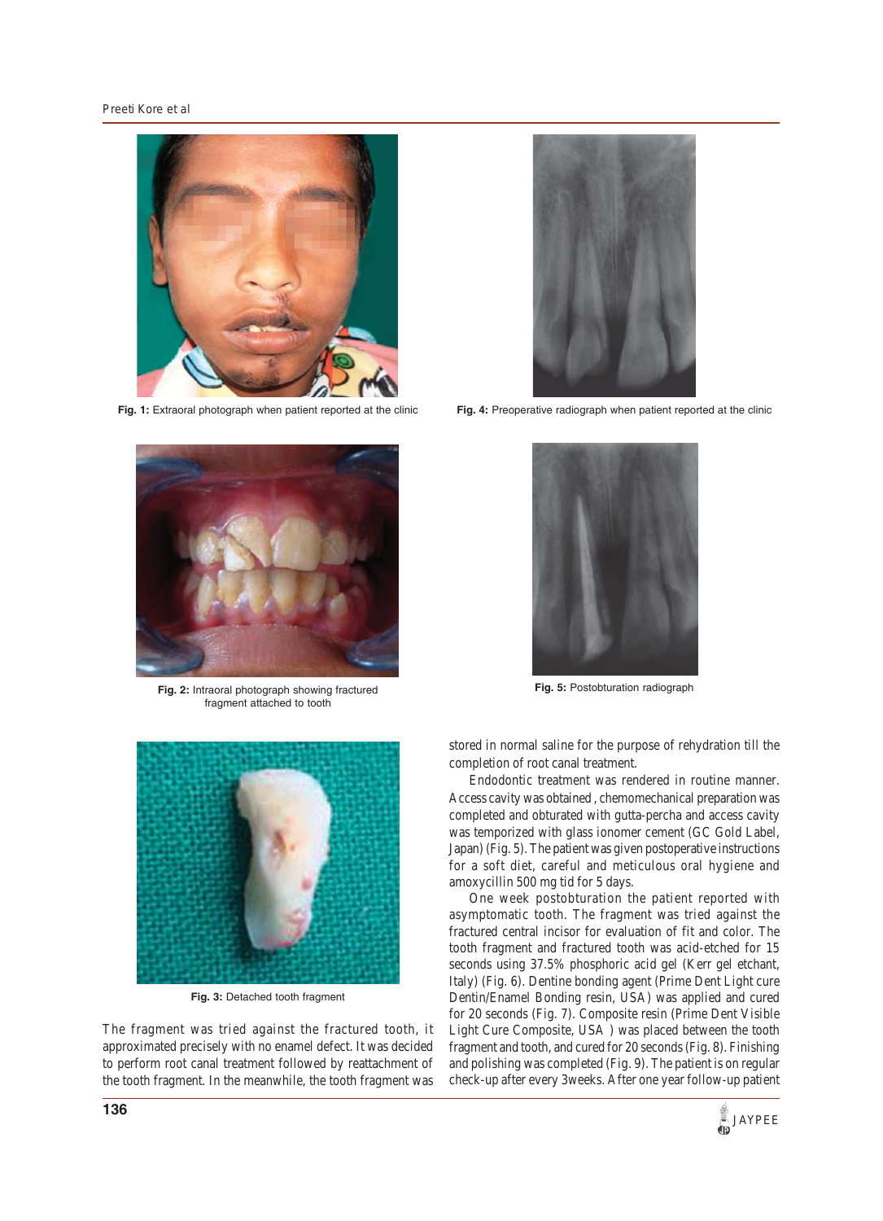Fig. 1: Extraoral photograph when patient reported at the clinic

Fig. 2: Intraoral photograph showing fractured fragment attached to tooth

Fig. 3: Detached tooth fragment

Fig. 4: Preoperative radiograph when patient reported at the clinic

Fig. 5: Postobturation radiograph

The fragment was tried against the fractured tooth, it approximated precisely with no enamel defect. It was decided to perform root canal treatment followed by reattachment of the tooth fragment. In the meanwhile, the tooth fragment was stored in normal saline for the purpose of rehydration till the completion of root canal treatment.

Endodontic treatment was rendered in routine manner. Access cavity was obtained, chemomechanical preparation was completed and obturated with gutta-percha and access cavity was temporized with glass ionomer cement (GC Gold Label, Japan) (Fig. 5). The patient was given postoperative instructions for a soft diet, careful and meticulous oral hygiene and amoxycillin 500 mg tid for 5 days.

One week postobturation the patient reported with asymptomatic tooth. The fragment was tried against the fractured central incisor for evaluation of fit and color. The tooth fragment and fractured tooth was acid-etched for 15 seconds using 37.5% phosphoric acid gel (Kerr gel etchant, Italy) (Fig. 6). Dentine bonding agent (Prime Dent Light cure Dentin/Enamel Bonding resin, USA) was applied and cured for 20 seconds (Fig. 7). Composite resin (Prime Dent Visible Light Cure Composite, USA ) was placed between the tooth fragment and tooth, and cured for 20 seconds (Fig. 8). Finishing and polishing was completed (Fig. 9). The patient is on regular check-up after every 3weeks. After one year follow-up patient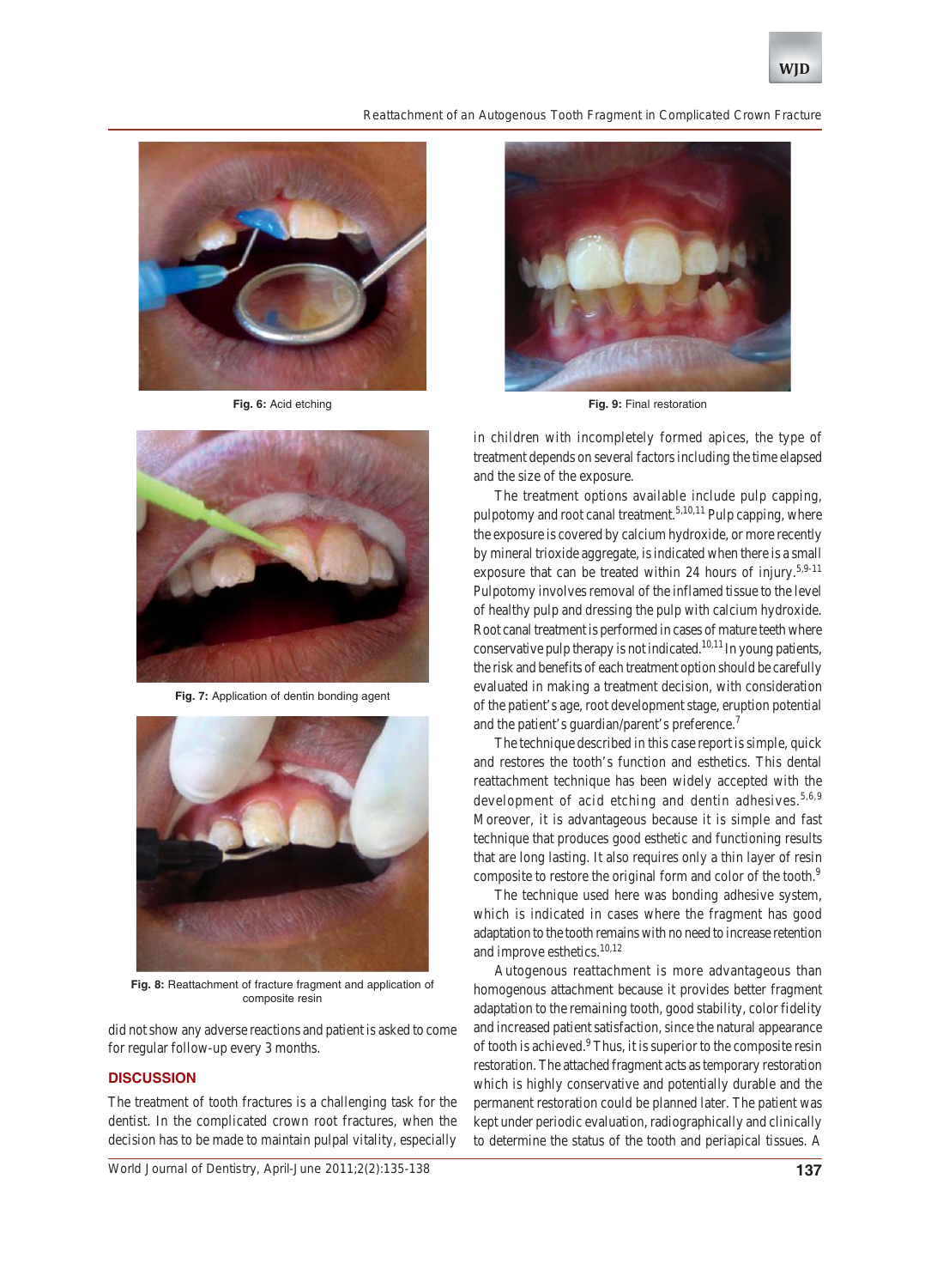Fig. 6: Acid etching

Fig. 7: Application of dentin bonding agent

Fig. 8: Reattachment of fracture fragment and application of composite resin

did not show any adverse reactions and patient is asked to come for regular follow-up every 3 months.

## DISCUSSION

The treatment of tooth fractures is a challenging task for the dentist. In the complicated crown root fractures, when the decision has to be made to maintain pulpal vitality, especially in children with incompletely formed apices, the type of treatment depends on several factors including the time elapsed and the size of the exposure.

The treatment options available include pulp capping, pulpotomy and root canal treatment.[5,10,11] Pulp capping, where the exposure is covered by calcium hydroxide, or more recently by mineral trioxide aggregate, is indicated when there is a small exposure that can be treated within 24 hours of injury.[5,9-11] Pulpotomy involves removal of the inflamed tissue to the level of healthy pulp and dressing the pulp with calcium hydroxide. Root canal treatment is performed in cases of mature teeth where conservative pulp therapy is not indicated.[10,11] In young patients, the risk and benefits of each treatment option should be carefully evaluated in making a treatment decision, with consideration of the patient's age, root development stage, eruption potential and the patient's guardian/parent's preference.[7]

The technique described in this case report is simple, quick and restores the tooth's function and esthetics. This dental reattachment technique has been widely accepted with the development of acid etching and dentin adhesives.[5,6,9] Moreover, it is advantageous because it is simple and fast technique that produces good esthetic and functioning results that are long lasting. It also requires only a thin layer of resin composite to restore the original form and color of the tooth.[9]

The technique used here was bonding adhesive system, which is indicated in cases where the fragment has good adaptation to the tooth remains with no need to increase retention and improve esthetics.[10,12]

Autogenous reattachment is more advantageous than homogenous attachment because it provides better fragment adaptation to the remaining tooth, good stability, color fidelity and increased patient satisfaction, since the natural appearance of tooth is achieved.[9] Thus, it is superior to the composite resin restoration. The attached fragment acts as temporary restoration which is highly conservative and potentially durable and the permanent restoration could be planned later. The patient was kept under periodic evaluation, radiographically and clinically to determine the status of the tooth and periapical tissues. A

Fig. 9: Final restoration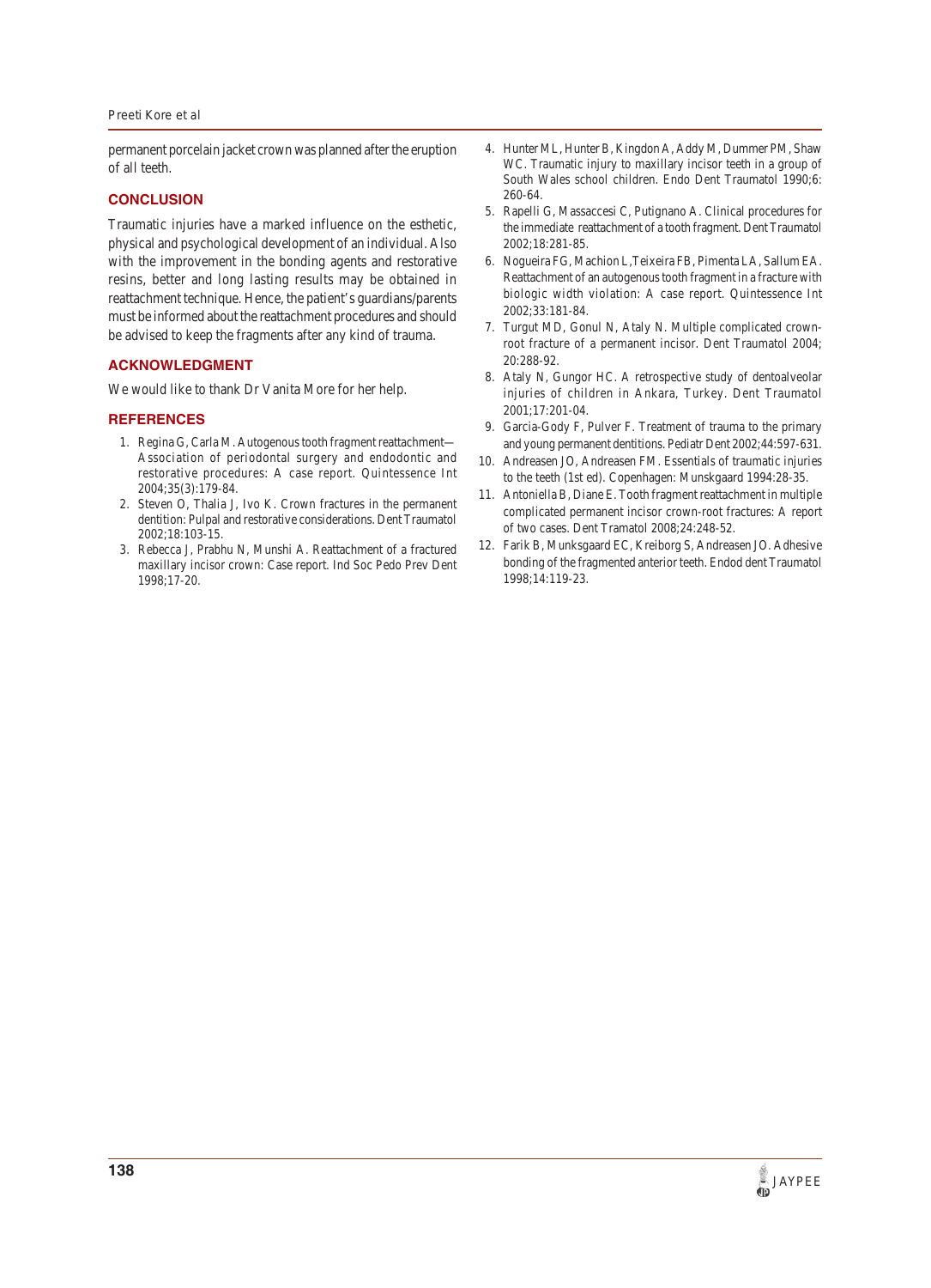permanent porcelain jacket crown was planned after the eruption of all teeth.

## CONCLUSION

Traumatic injuries have a marked influence on the esthetic, physical and psychological development of an individual. Also with the improvement in the bonding agents and restorative resins, better and long lasting results may be obtained in reattachment technique. Hence, the patient's guardians/parents must be informed about the reattachment procedures and should be advised to keep the fragments after any kind of trauma.

## ACKNOWLEDGMENT

We would like to thank Dr Vanita More for her help.

## REFERENCES

1. Regina G, Carla M. Autogenous tooth fragment reattachment—Association of periodontal surgery and endodontic and restorative procedures: A case report. Quintessence Int 2004;35(3):179-84.
2. Steven O, Thalia J, Ivo K. Crown fractures in the permanent dentition: Pulpal and restorative considerations. Dent Traumatol 2002;18:103-15.
3. Rebecca J, Prabhu N, Munshi A. Reattachment of a fractured maxillary incisor crown: Case report. Ind Soc Pedo Prev Dent 1998;17-20.
4. Hunter ML, Hunter B, Kingdon A, Addy M, Dummer PM, Shaw WC. Traumatic injury to maxillary incisor teeth in a group of South Wales school children. Endo Dent Traumatol 1990;6:260-64.
5. Rapelli G, Massaccesi C, Putignano A. Clinical procedures for the immediate reattachment of a tooth fragment. Dent Traumatol 2002;18:281-85.
6. Nogueira FG, Machion L,Teixeira FB, Pimenta LA, Sallum EA. Reattachment of an autogenous tooth fragment in a fracture with biologic width violation: A case report. Quintessence Int 2002;33:181-84.
7. Turgut MD, Gonul N, Ataly N. Multiple complicated crown-root fracture of a permanent incisor. Dent Traumatol 2004;20:288-92.
8. Ataly N, Gungor HC. A retrospective study of dentoalveolar injuries of children in Ankara, Turkey. Dent Traumatol 2001;17:201-04.
9. Garcia-Gody F, Pulver F. Treatment of trauma to the primary and young permanent dentitions. Pediatr Dent 2002;44:597-631.
10. Andreasen JO, Andreasen FM. Essentials of traumatic injuries to the teeth (1st ed). Copenhagen: Munskgaard 1994:28-35.
11. Antoniella B, Diane E. Tooth fragment reattachment in multiple complicated permanent incisor crown-root fractures: A report of two cases. Dent Tramatol 2008;24:248-52.
12. Farik B, Munksgaard EC, Kreiborg S, Andreasen JO. Adhesive bonding of the fragmented anterior teeth. Endod dent Traumatol 1998;14:119-23.